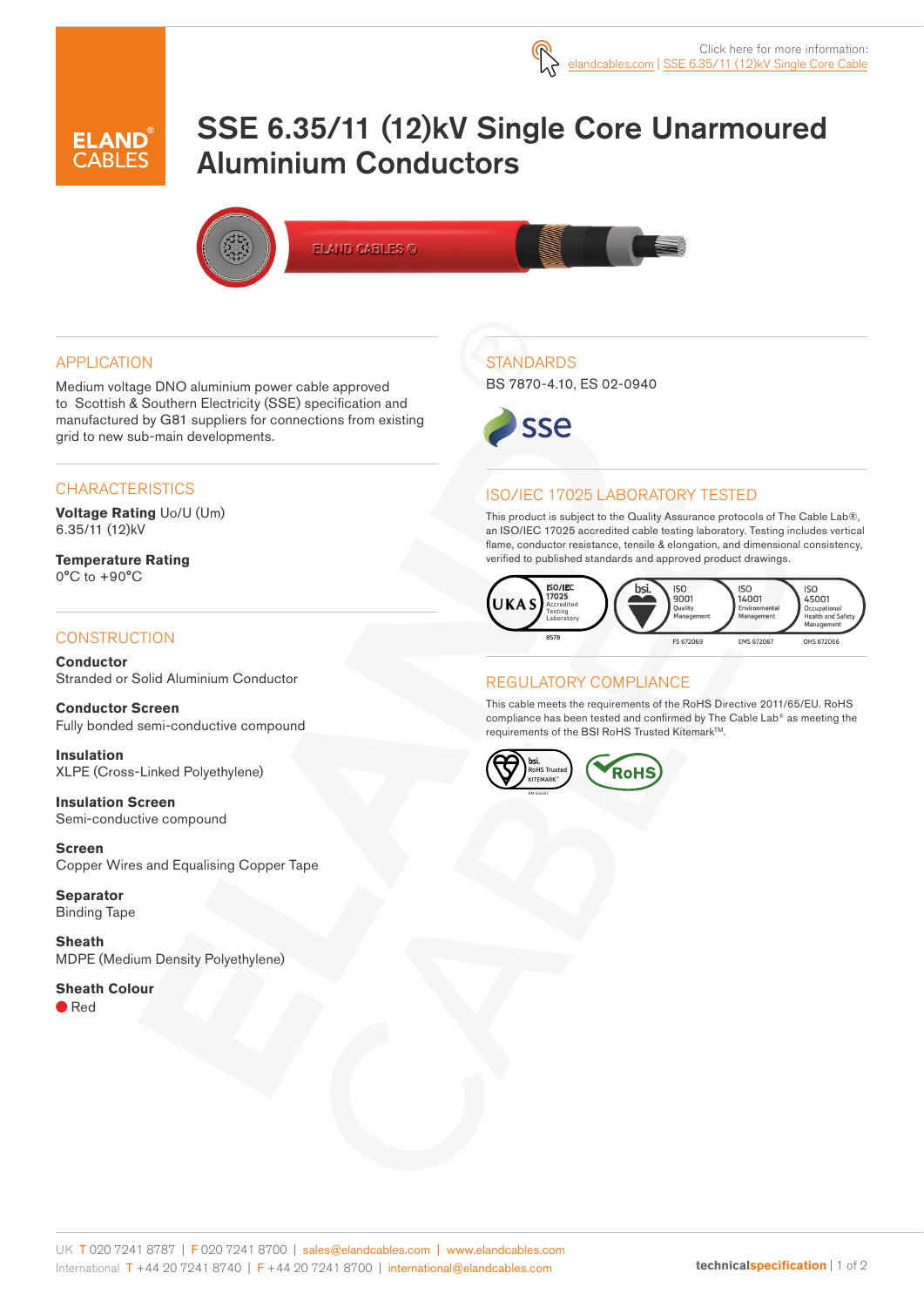Click here for more information: elandcables.com | SSE 6.35/11 (12)kV Single Core Cable

# SSE 6.35/11 (12)kV Single Core Unarmoured Aluminium Conductors

## APPLICATION

Medium voltage DNO aluminium power cable approved to Scottish & Southern Electricity (SSE) specification and manufactured by G81 suppliers for connections from existing grid to new sub-main developments.

## CHARACTERISTICS

**Voltage Rating** Uo/U (Um)
6.35/11 (12)kV

**Temperature Rating**
0°C to +90°C

## CONSTRUCTION

**Conductor**
Stranded or Solid Aluminium Conductor

**Conductor Screen**
Fully bonded semi-conductive compound

**Insulation**
XLPE (Cross-Linked Polyethylene)

**Insulation Screen**
Semi-conductive compound

**Screen**
Copper Wires and Equalising Copper Tape

**Separator**
Binding Tape

**Sheath**
MDPE (Medium Density Polyethylene)

**Sheath Colour**
Red

## STANDARDS

BS 7870-4.10, ES 02-0940

## ISO/IEC 17025 LABORATORY TESTED

This product is subject to the Quality Assurance protocols of The Cable Lab®, an ISO/IEC 17025 accredited cable testing laboratory. Testing includes vertical flame, conductor resistance, tensile & elongation, and dimensional consistency, verified to published standards and approved product drawings.

UKAS ISO/IEC 17025 Accredited Testing Laboratory 8578 | ISO 9001 Quality Management FS 672069 | ISO 14001 Environmental Management EMS 672067 | ISO 45001 Occupational Health and Safety Management OHS 672066

## REGULATORY COMPLIANCE

This cable meets the requirements of the RoHS Directive 2011/65/EU. RoHS compliance has been tested and confirmed by The Cable Lab® as meeting the requirements of the BSI RoHS Trusted Kitemark™.

UK T 020 7241 8787 | F 020 7241 8700 | sales@elandcables.com | www.elandcables.com
International T +44 20 7241 8740 | F +44 20 7241 8700 | international@elandcables.com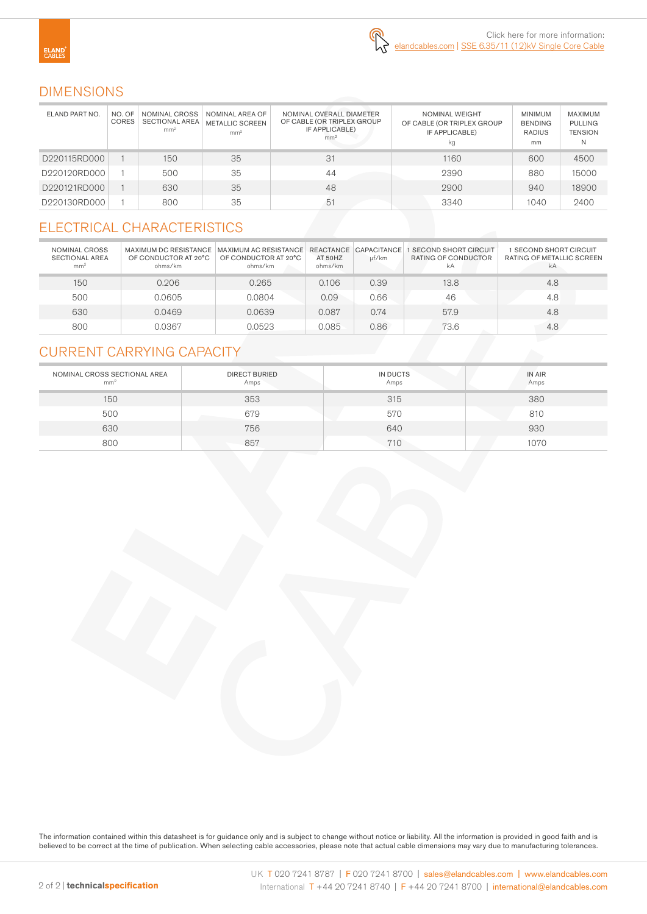Click here for more information:
elandcables.com | SSE 6.35/11 (12)kV Single Core Cable

## DIMENSIONS

| ELAND PART NO. | NO. OF CORES | NOMINAL CROSS SECTIONAL AREA mm² | NOMINAL AREA OF METALLIC SCREEN mm² | NOMINAL OVERALL DIAMETER OF CABLE (OR TRIPLEX GROUP IF APPLICABLE) mm² | NOMINAL WEIGHT OF CABLE (OR TRIPLEX GROUP IF APPLICABLE) kg | MINIMUM BENDING RADIUS mm | MAXIMUM PULLING TENSION N |
|---|---|---|---|---|---|---|---|
| D220115RD000 | 1 | 150 | 35 | 31 | 1160 | 600 | 4500 |
| D220120RD000 | 1 | 500 | 35 | 44 | 2390 | 880 | 15000 |
| D220121RD000 | 1 | 630 | 35 | 48 | 2900 | 940 | 18900 |
| D220130RD000 | 1 | 800 | 35 | 51 | 3340 | 1040 | 2400 |

## ELECTRICAL CHARACTERISTICS

| NOMINAL CROSS SECTIONAL AREA mm² | MAXIMUM DC RESISTANCE OF CONDUCTOR AT 20°C ohms/km | MAXIMUM AC RESISTANCE OF CONDUCTOR AT 20°C ohms/km | REACTANCE AT 50HZ ohms/km | CAPACITANCE μf/km | 1 SECOND SHORT CIRCUIT RATING OF CONDUCTOR kA | 1 SECOND SHORT CIRCUIT RATING OF METALLIC SCREEN kA |
|---|---|---|---|---|---|---|
| 150 | 0.206 | 0.265 | 0.106 | 0.39 | 13.8 | 4.8 |
| 500 | 0.0605 | 0.0804 | 0.09 | 0.66 | 46 | 4.8 |
| 630 | 0.0469 | 0.0639 | 0.087 | 0.74 | 57.9 | 4.8 |
| 800 | 0.0367 | 0.0523 | 0.085 | 0.86 | 73.6 | 4.8 |

## CURRENT CARRYING CAPACITY

| NOMINAL CROSS SECTIONAL AREA mm² | DIRECT BURIED Amps | IN DUCTS Amps | IN AIR Amps |
|---|---|---|---|
| 150 | 353 | 315 | 380 |
| 500 | 679 | 570 | 810 |
| 630 | 756 | 640 | 930 |
| 800 | 857 | 710 | 1070 |

The information contained within this datasheet is for guidance only and is subject to change without notice or liability. All the information is provided in good faith and is believed to be correct at the time of publication. When selecting cable accessories, please note that actual cable dimensions may vary due to manufacturing tolerances.

UK T 020 7241 8787 | F 020 7241 8700 | sales@elandcables.com | www.elandcables.com
International T +44 20 7241 8740 | F +44 20 7241 8700 | international@elandcables.com